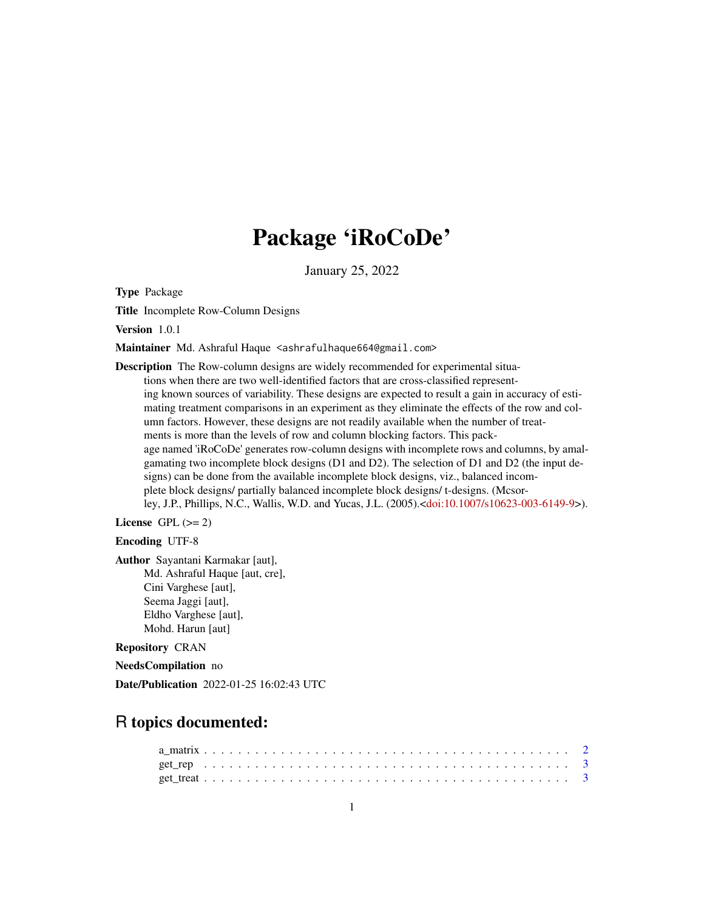# Package 'iRoCoDe'

January 25, 2022

**Type** Package

**Title** Incomplete Row-Column Designs

**Version** 1.0.1

**Maintainer** Md. Ashraful Haque <ashrafulhaque664@gmail.com>

**Description** The Row-column designs are widely recommended for experimental situations when there are two well-identified factors that are cross-classified representing known sources of variability. These designs are expected to result a gain in accuracy of estimating treatment comparisons in an experiment as they eliminate the effects of the row and column factors. However, these designs are not readily available when the number of treatments is more than the levels of row and column blocking factors. This package named 'iRoCoDe' generates row-column designs with incomplete rows and columns, by amalgamating two incomplete block designs (D1 and D2). The selection of D1 and D2 (the input designs) can be done from the available incomplete block designs, viz., balanced incomplete block designs/ partially balanced incomplete block designs/ t-designs. (Mcsorley, J.P., Phillips, N.C., Wallis, W.D. and Yucas, J.L. (2005).<doi:10.1007/s10623-003-6149-9>).

**License** GPL (>= 2)

**Encoding** UTF-8

**Author** Sayantani Karmakar [aut],
Md. Ashraful Haque [aut, cre],
Cini Varghese [aut],
Seema Jaggi [aut],
Eldho Varghese [aut],
Mohd. Harun [aut]

**Repository** CRAN

**NeedsCompilation** no

**Date/Publication** 2022-01-25 16:02:43 UTC

## R topics documented:

a_matrix . . . . . . . . . . . . . . . . . . . . . . . . . . . . . . . . . . . . . . . . 2
get_rep . . . . . . . . . . . . . . . . . . . . . . . . . . . . . . . . . . . . . . . . 3
get_treat . . . . . . . . . . . . . . . . . . . . . . . . . . . . . . . . . . . . . . . . 3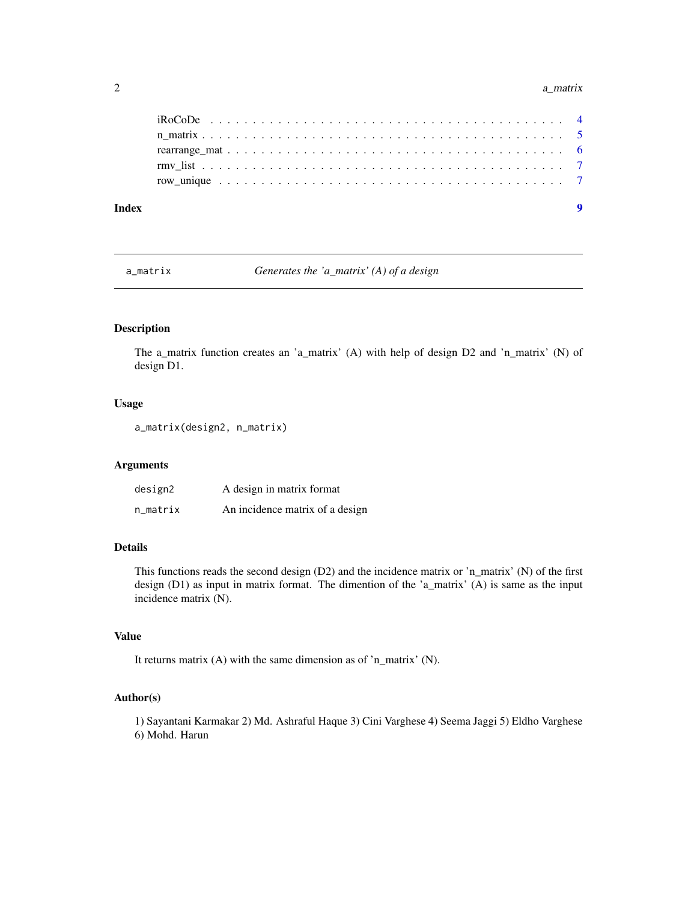iRoCoDe . . . . . . . . . . . . . . . . . . . . . . . . . . . . . . . . . . . . . . . 4
n_matrix . . . . . . . . . . . . . . . . . . . . . . . . . . . . . . . . . . . . . . . 5
rearrange_mat . . . . . . . . . . . . . . . . . . . . . . . . . . . . . . . . . . . . . 6
rmv_list . . . . . . . . . . . . . . . . . . . . . . . . . . . . . . . . . . . . . . . 7
row_unique . . . . . . . . . . . . . . . . . . . . . . . . . . . . . . . . . . . . . . 7

**Index** **9**

---

## a_matrix — *Generates the 'a_matrix' (A) of a design*

### Description

The a_matrix function creates an 'a_matrix' (A) with help of design D2 and 'n_matrix' (N) of design D1.

### Usage

```
a_matrix(design2, n_matrix)
```

### Arguments

| | |
|---|---|
| `design2` | A design in matrix format |
| `n_matrix` | An incidence matrix of a design |

### Details

This functions reads the second design (D2) and the incidence matrix or 'n_matrix' (N) of the first design (D1) as input in matrix format. The dimention of the 'a_matrix' (A) is same as the input incidence matrix (N).

### Value

It returns matrix (A) with the same dimension as of 'n_matrix' (N).

### Author(s)

1) Sayantani Karmakar 2) Md. Ashraful Haque 3) Cini Varghese 4) Seema Jaggi 5) Eldho Varghese 6) Mohd. Harun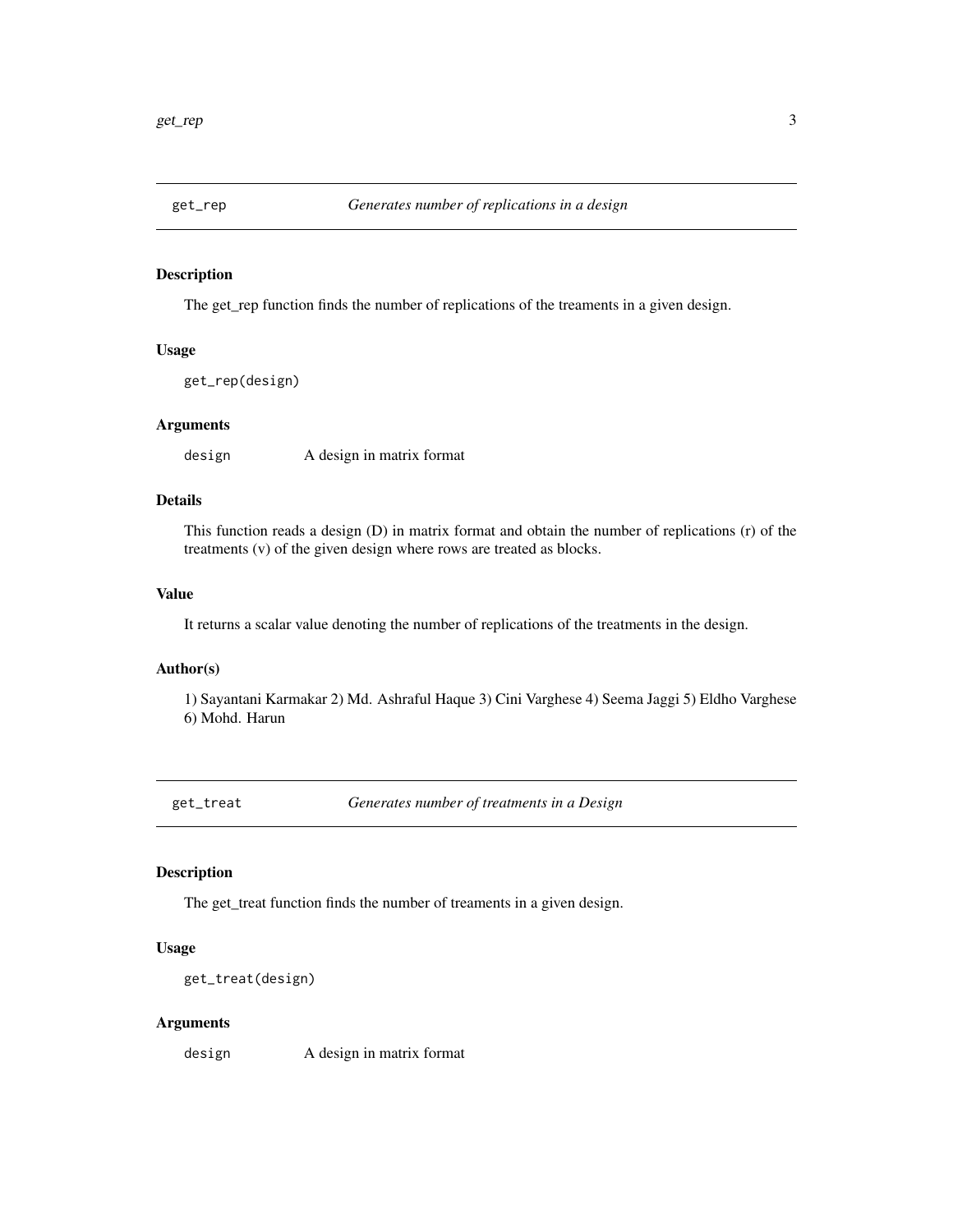## get_rep — *Generates number of replications in a design*

### Description

The get_rep function finds the number of replications of the treaments in a given design.

### Usage

```
get_rep(design)
```

### Arguments

`design` A design in matrix format

### Details

This function reads a design (D) in matrix format and obtain the number of replications (r) of the treatments (v) of the given design where rows are treated as blocks.

### Value

It returns a scalar value denoting the number of replications of the treatments in the design.

### Author(s)

1) Sayantani Karmakar 2) Md. Ashraful Haque 3) Cini Varghese 4) Seema Jaggi 5) Eldho Varghese 6) Mohd. Harun

## get_treat — *Generates number of treatments in a Design*

### Description

The get_treat function finds the number of treaments in a given design.

### Usage

```
get_treat(design)
```

### Arguments

`design` A design in matrix format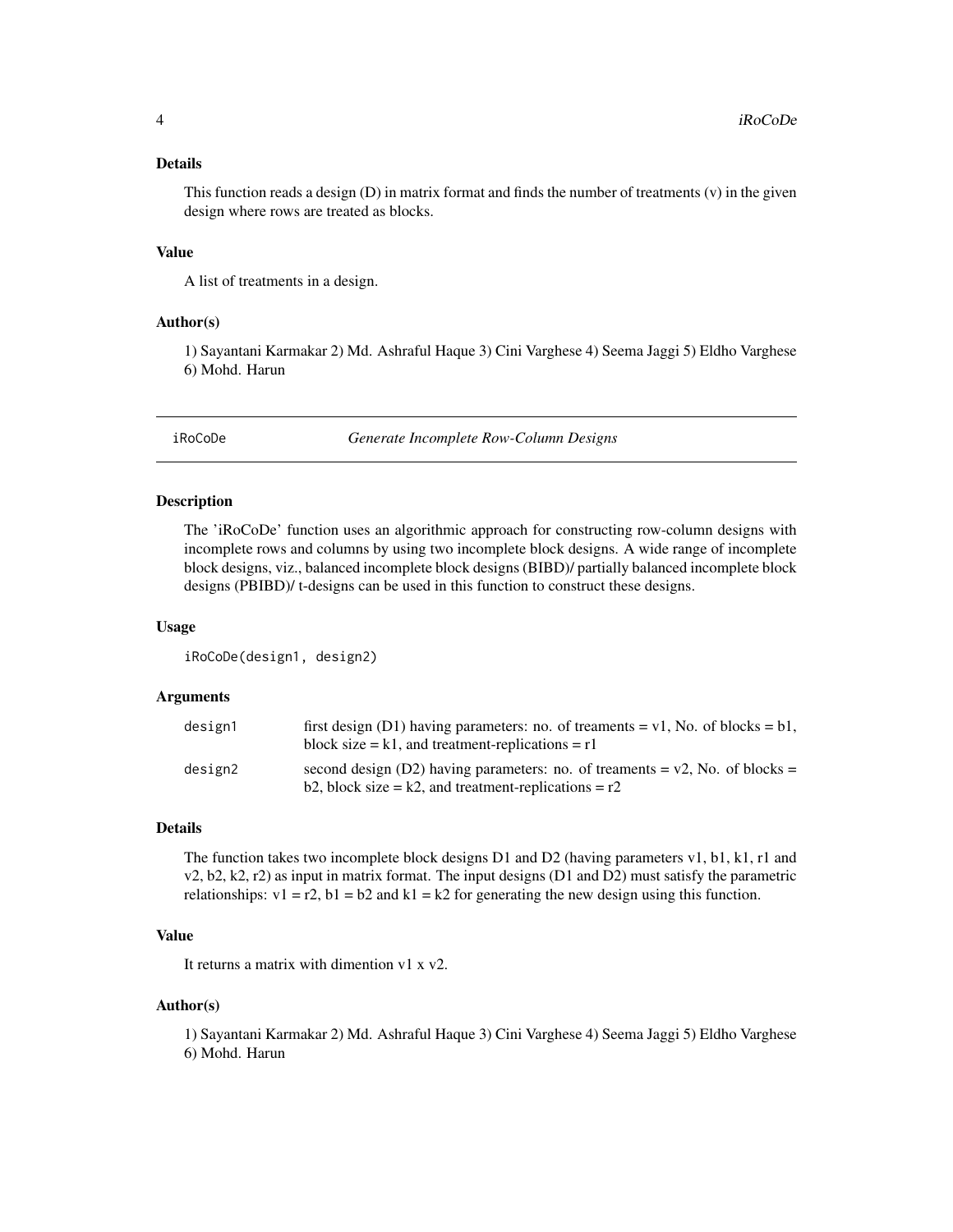### Details

This function reads a design (D) in matrix format and finds the number of treatments (v) in the given design where rows are treated as blocks.

### Value

A list of treatments in a design.

### Author(s)

1) Sayantani Karmakar 2) Md. Ashraful Haque 3) Cini Varghese 4) Seema Jaggi 5) Eldho Varghese 6) Mohd. Harun

---

## iRoCoDe — *Generate Incomplete Row-Column Designs*

### Description

The 'iRoCoDe' function uses an algorithmic approach for constructing row-column designs with incomplete rows and columns by using two incomplete block designs. A wide range of incomplete block designs, viz., balanced incomplete block designs (BIBD)/ partially balanced incomplete block designs (PBIBD)/ t-designs can be used in this function to construct these designs.

### Usage

```
iRoCoDe(design1, design2)
```

### Arguments

| | |
|---|---|
| design1 | first design (D1) having parameters: no. of treaments = v1, No. of blocks = b1, block size = k1, and treatment-replications = r1 |
| design2 | second design (D2) having parameters: no. of treaments = v2, No. of blocks = b2, block size = k2, and treatment-replications = r2 |

### Details

The function takes two incomplete block designs D1 and D2 (having parameters v1, b1, k1, r1 and v2, b2, k2, r2) as input in matrix format. The input designs (D1 and D2) must satisfy the parametric relationships: v1 = r2, b1 = b2 and k1 = k2 for generating the new design using this function.

### Value

It returns a matrix with dimention v1 x v2.

### Author(s)

1) Sayantani Karmakar 2) Md. Ashraful Haque 3) Cini Varghese 4) Seema Jaggi 5) Eldho Varghese 6) Mohd. Harun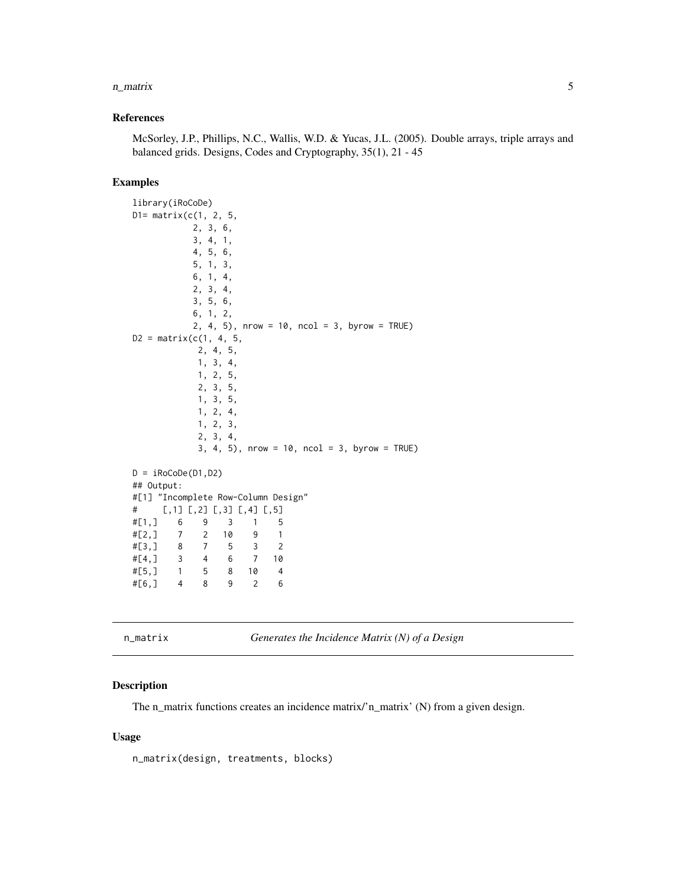### References

McSorley, J.P., Phillips, N.C., Wallis, W.D. & Yucas, J.L. (2005). Double arrays, triple arrays and balanced grids. Designs, Codes and Cryptography, 35(1), 21 - 45

### Examples

```
library(iRoCoDe)
D1= matrix(c(1, 2, 5,
            2, 3, 6,
            3, 4, 1,
            4, 5, 6,
            5, 1, 3,
            6, 1, 4,
            2, 3, 4,
            3, 5, 6,
            6, 1, 2,
            2, 4, 5), nrow = 10, ncol = 3, byrow = TRUE)
D2 = matrix(c(1, 4, 5,
             2, 4, 5,
             1, 3, 4,
             1, 2, 5,
             2, 3, 5,
             1, 3, 5,
             1, 2, 4,
             1, 2, 3,
             2, 3, 4,
             3, 4, 5), nrow = 10, ncol = 3, byrow = TRUE)

D = iRoCoDe(D1,D2)
## Output:
#[1] "Incomplete Row-Column Design"
#     [,1] [,2] [,3] [,4] [,5]
#[1,]    6    9    3    1    5
#[2,]    7    2   10    9    1
#[3,]    8    7    5    3    2
#[4,]    3    4    6    7   10
#[5,]    1    5    8   10    4
#[6,]    4    8    9    2    6
```

---

## n_matrix — *Generates the Incidence Matrix (N) of a Design*

### Description

The n_matrix functions creates an incidence matrix/'n_matrix' (N) from a given design.

### Usage

```
n_matrix(design, treatments, blocks)
```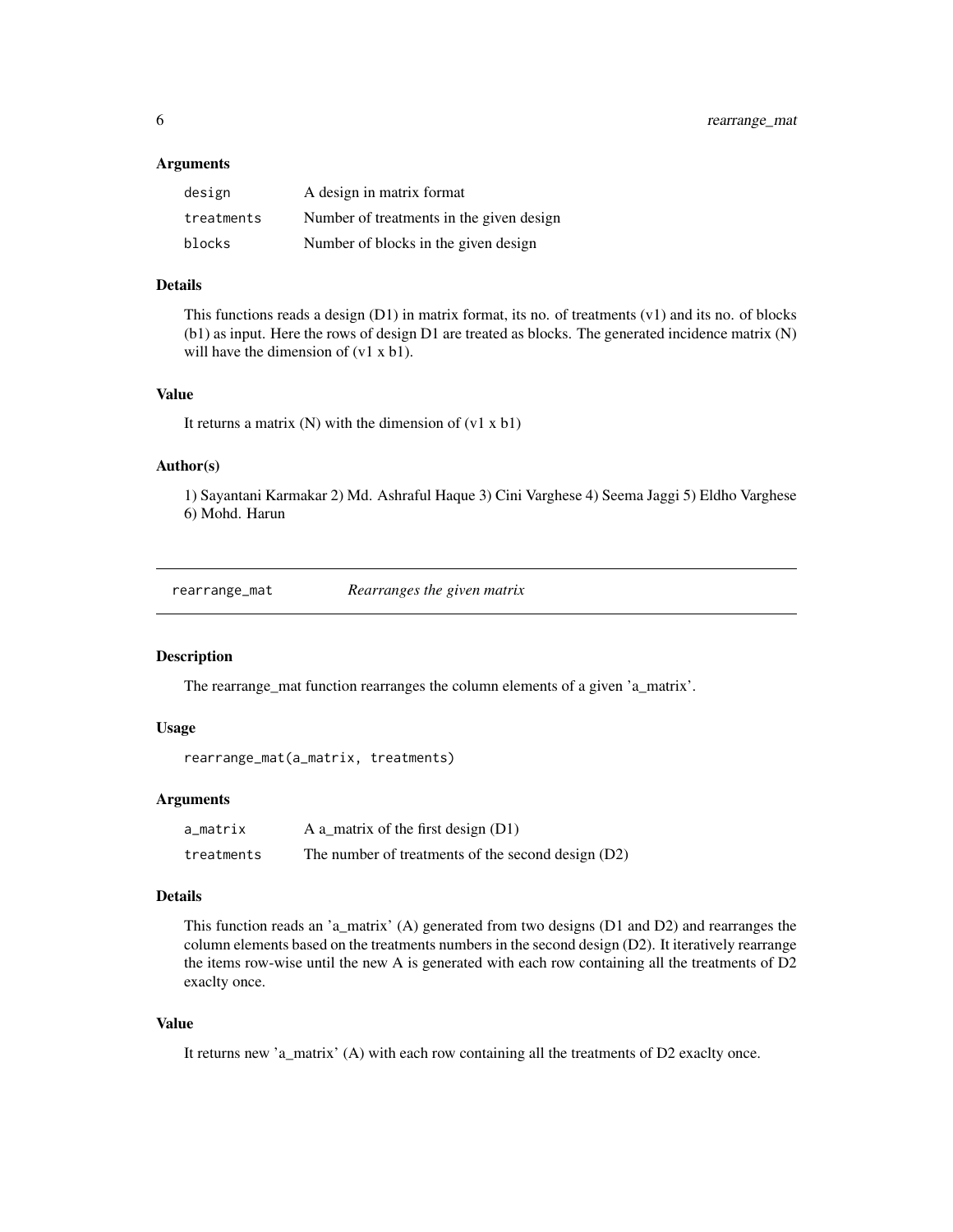### Arguments

| | |
|---|---|
| design | A design in matrix format |
| treatments | Number of treatments in the given design |
| blocks | Number of blocks in the given design |

### Details

This functions reads a design (D1) in matrix format, its no. of treatments (v1) and its no. of blocks (b1) as input. Here the rows of design D1 are treated as blocks. The generated incidence matrix (N) will have the dimension of (v1 x b1).

### Value

It returns a matrix (N) with the dimension of (v1 x b1)

### Author(s)

1) Sayantani Karmakar 2) Md. Ashraful Haque 3) Cini Varghese 4) Seema Jaggi 5) Eldho Varghese 6) Mohd. Harun

---

## rearrange_mat &nbsp;&nbsp;&nbsp; *Rearranges the given matrix*

---

### Description

The rearrange_mat function rearranges the column elements of a given 'a_matrix'.

### Usage

```
rearrange_mat(a_matrix, treatments)
```

### Arguments

| | |
|---|---|
| a_matrix | A a_matrix of the first design (D1) |
| treatments | The number of treatments of the second design (D2) |

### Details

This function reads an 'a_matrix' (A) generated from two designs (D1 and D2) and rearranges the column elements based on the treatments numbers in the second design (D2). It iteratively rearrange the items row-wise until the new A is generated with each row containing all the treatments of D2 exaclty once.

### Value

It returns new 'a_matrix' (A) with each row containing all the treatments of D2 exaclty once.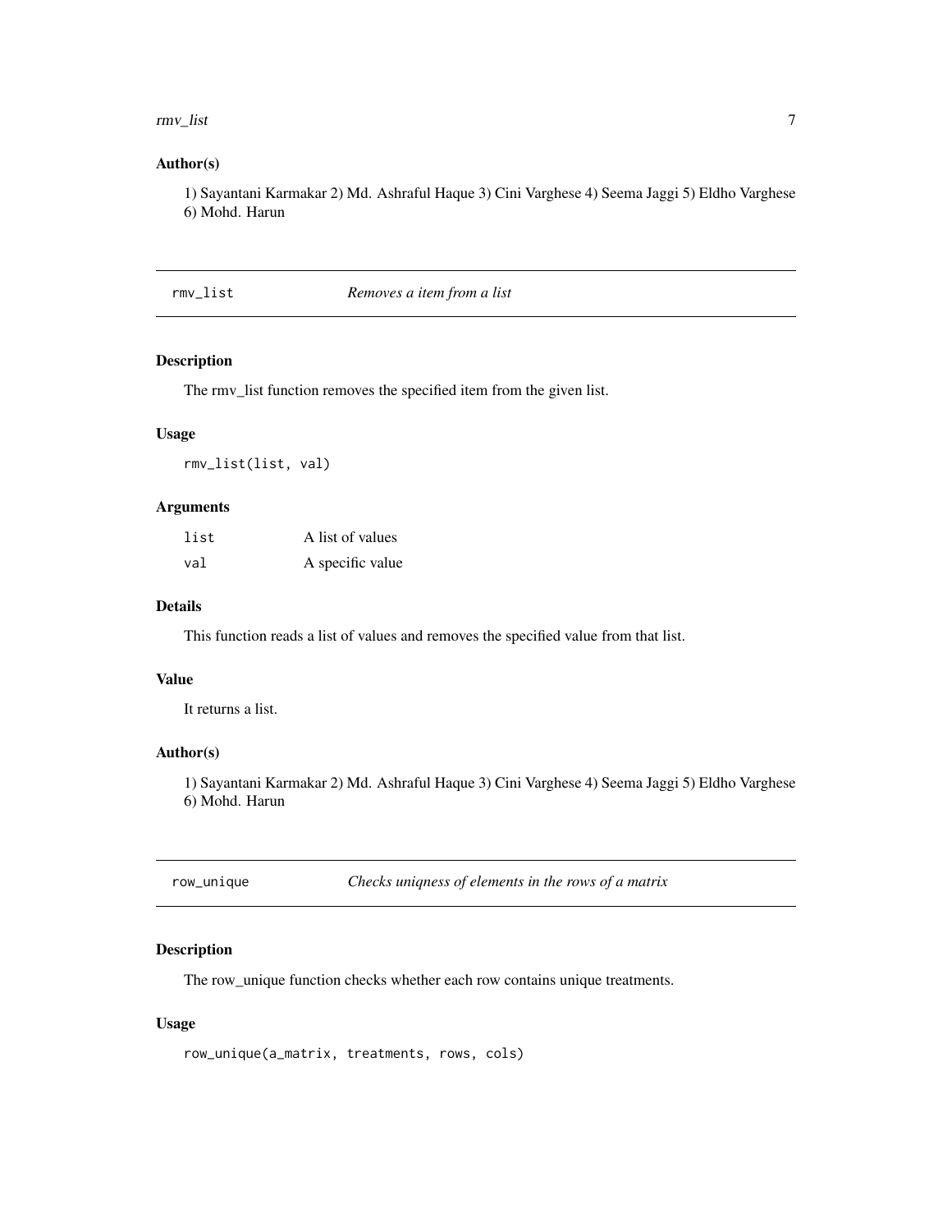### Author(s)

1) Sayantani Karmakar 2) Md. Ashraful Haque 3) Cini Varghese 4) Seema Jaggi 5) Eldho Varghese 6) Mohd. Harun

---

## rmv_list *Removes a item from a list*

### Description

The rmv_list function removes the specified item from the given list.

### Usage

```
rmv_list(list, val)
```

### Arguments

| | |
|---|---|
| `list` | A list of values |
| `val` | A specific value |

### Details

This function reads a list of values and removes the specified value from that list.

### Value

It returns a list.

### Author(s)

1) Sayantani Karmakar 2) Md. Ashraful Haque 3) Cini Varghese 4) Seema Jaggi 5) Eldho Varghese 6) Mohd. Harun

---

## row_unique *Checks uniqness of elements in the rows of a matrix*

### Description

The row_unique function checks whether each row contains unique treatments.

### Usage

```
row_unique(a_matrix, treatments, rows, cols)
```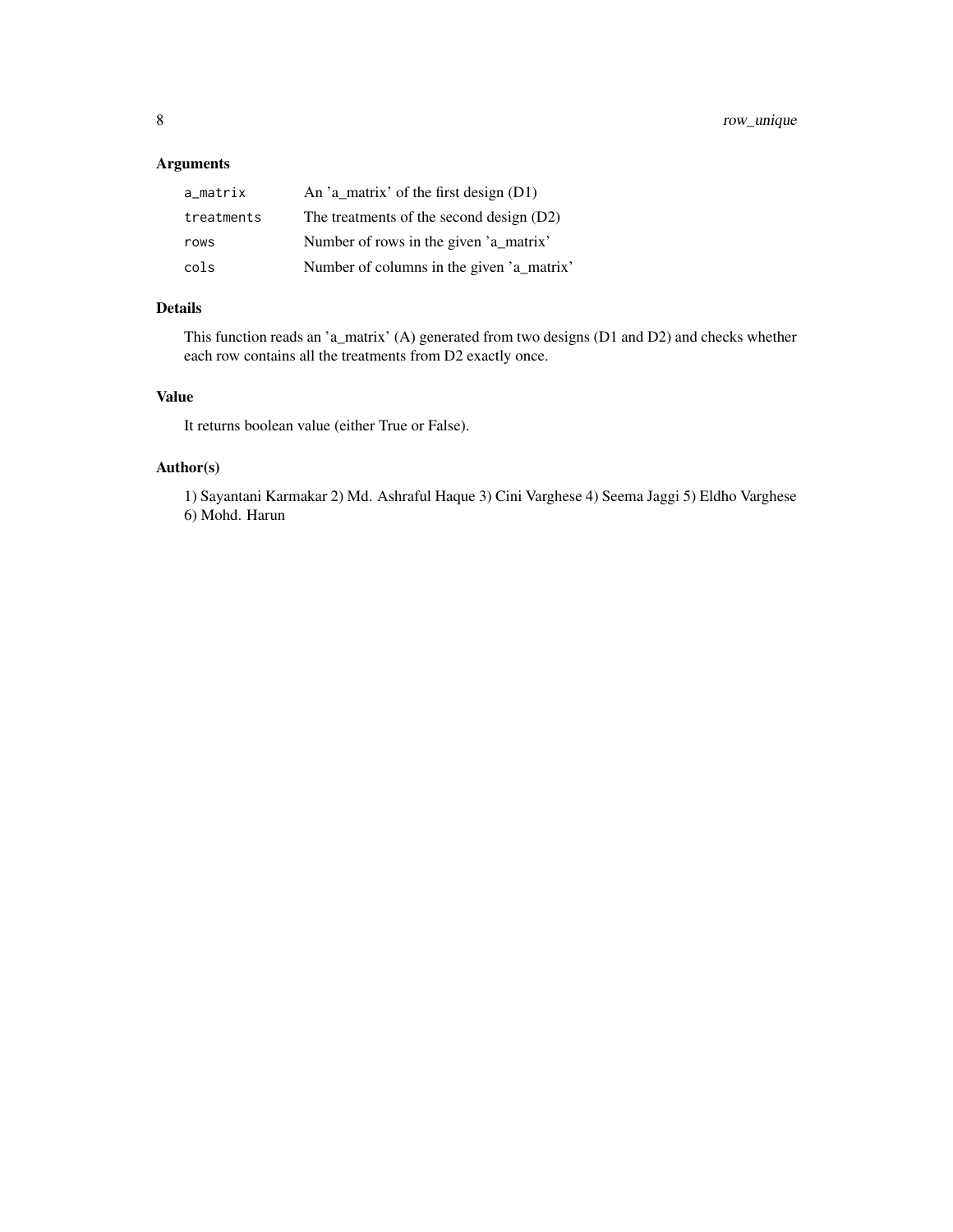## Arguments

| | |
|---|---|
| a_matrix | An 'a_matrix' of the first design (D1) |
| treatments | The treatments of the second design (D2) |
| rows | Number of rows in the given 'a_matrix' |
| cols | Number of columns in the given 'a_matrix' |

## Details

This function reads an 'a_matrix' (A) generated from two designs (D1 and D2) and checks whether each row contains all the treatments from D2 exactly once.

## Value

It returns boolean value (either True or False).

## Author(s)

1) Sayantani Karmakar 2) Md. Ashraful Haque 3) Cini Varghese 4) Seema Jaggi 5) Eldho Varghese 6) Mohd. Harun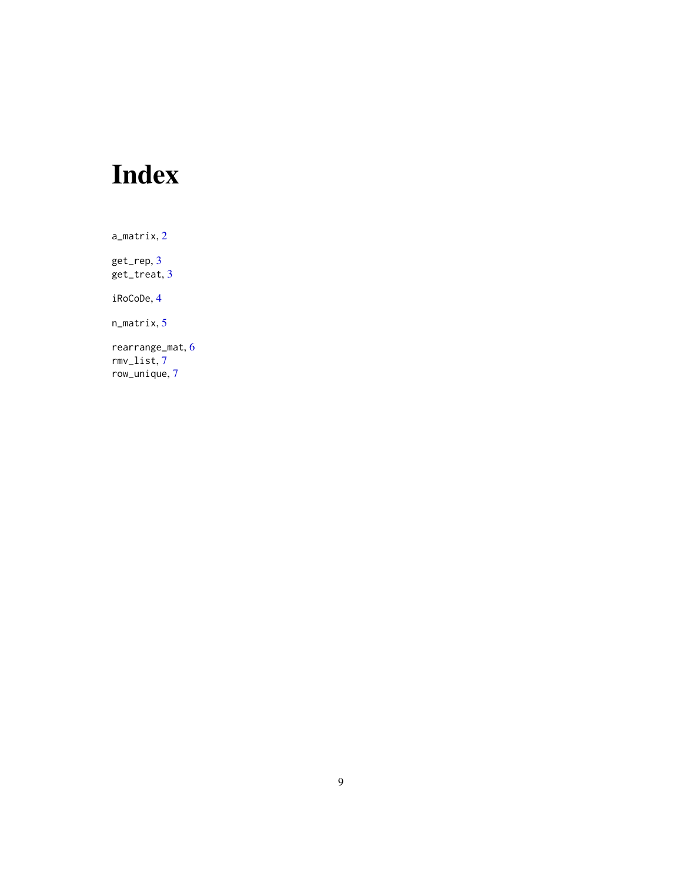# Index

a_matrix, 2

get_rep, 3
get_treat, 3

iRoCoDe, 4

n_matrix, 5

rearrange_mat, 6
rmv_list, 7
row_unique, 7